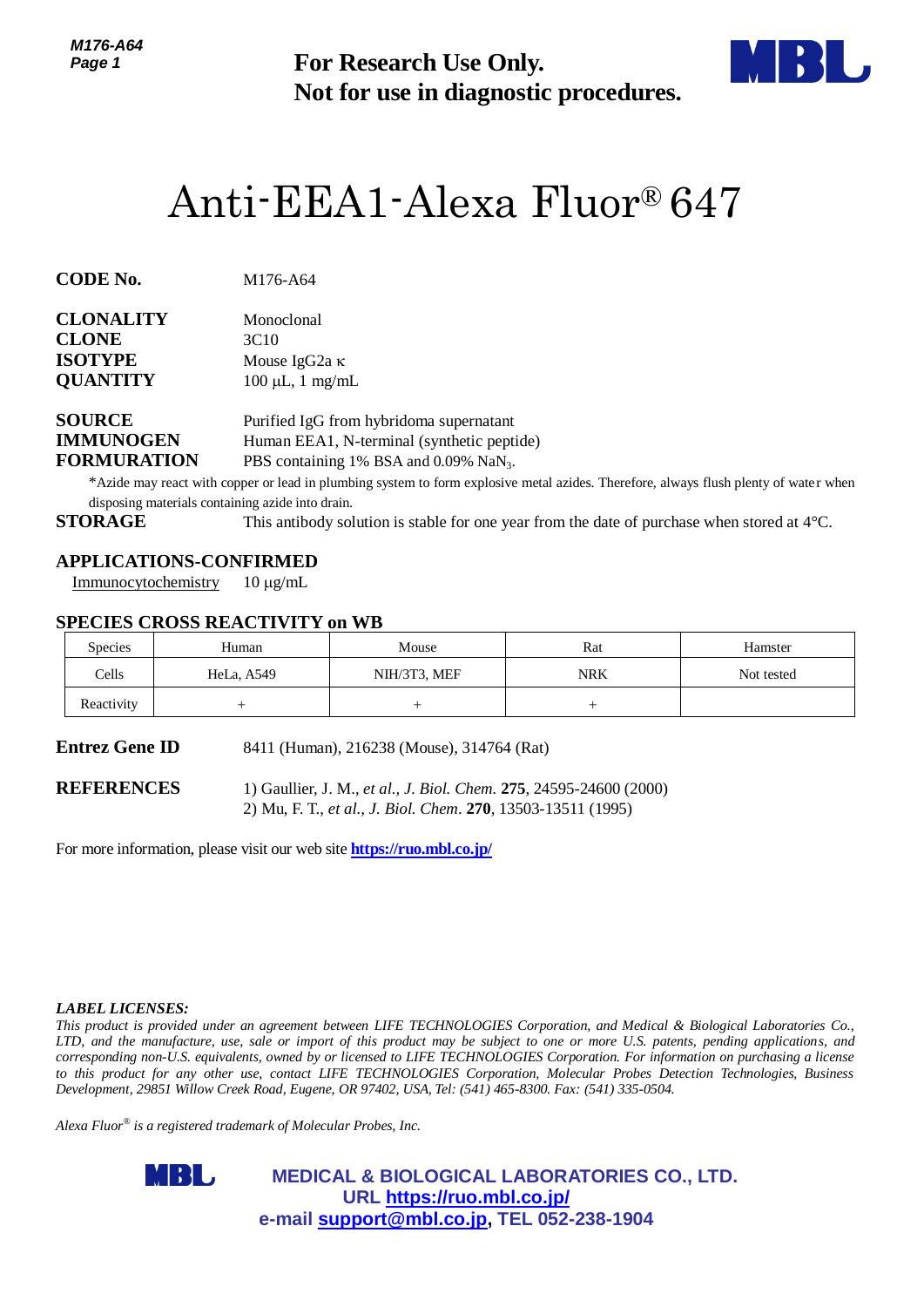**For Research Use Only.**
**Not for use in diagnostic procedures.**

# Anti-EEA1-Alexa Fluor® 647

**CODE No.** M176-A64

**CLONALITY** Monoclonal
**CLONE** 3C10
**ISOTYPE** Mouse IgG2a κ
**QUANTITY** 100 µL, 1 mg/mL

**SOURCE** Purified IgG from hybridoma supernatant
**IMMUNOGEN** Human EEA1, N-terminal (synthetic peptide)
**FORMURATION** PBS containing 1% BSA and 0.09% $NaN_3$.

*Azide may react with copper or lead in plumbing system to form explosive metal azides. Therefore, always flush plenty of water when disposing materials containing azide into drain.

**STORAGE** This antibody solution is stable for one year from the date of purchase when stored at 4°C.

## APPLICATIONS-CONFIRMED

Immunocytochemistry 10 µg/mL

## SPECIES CROSS REACTIVITY on WB

| Species | Human | Mouse | Rat | Hamster |
|---|---|---|---|---|
| Cells | HeLa, A549 | NIH/3T3, MEF | NRK | Not tested |
| Reactivity | + | + | + | |

**Entrez Gene ID** 8411 (Human), 216238 (Mouse), 314764 (Rat)

**REFERENCES**
1) Gaullier, J. M., *et al., J. Biol. Chem.* **275**, 24595-24600 (2000)
2) Mu, F. T., *et al., J. Biol. Chem*. **270**, 13503-13511 (1995)

For more information, please visit our web site **https://ruo.mbl.co.jp/**

***LABEL LICENSES:***
*This product is provided under an agreement between LIFE TECHNOLOGIES Corporation, and Medical & Biological Laboratories Co., LTD, and the manufacture, use, sale or import of this product may be subject to one or more U.S. patents, pending applications, and corresponding non-U.S. equivalents, owned by or licensed to LIFE TECHNOLOGIES Corporation. For information on purchasing a license to this product for any other use, contact LIFE TECHNOLOGIES Corporation, Molecular Probes Detection Technologies, Business Development, 29851 Willow Creek Road, Eugene, OR 97402, USA, Tel: (541) 465-8300. Fax: (541) 335-0504.*

*Alexa Fluor® is a registered trademark of Molecular Probes, Inc.*

**MEDICAL & BIOLOGICAL LABORATORIES CO., LTD.**
**URL https://ruo.mbl.co.jp/**
**e-mail support@mbl.co.jp, TEL 052-238-1904**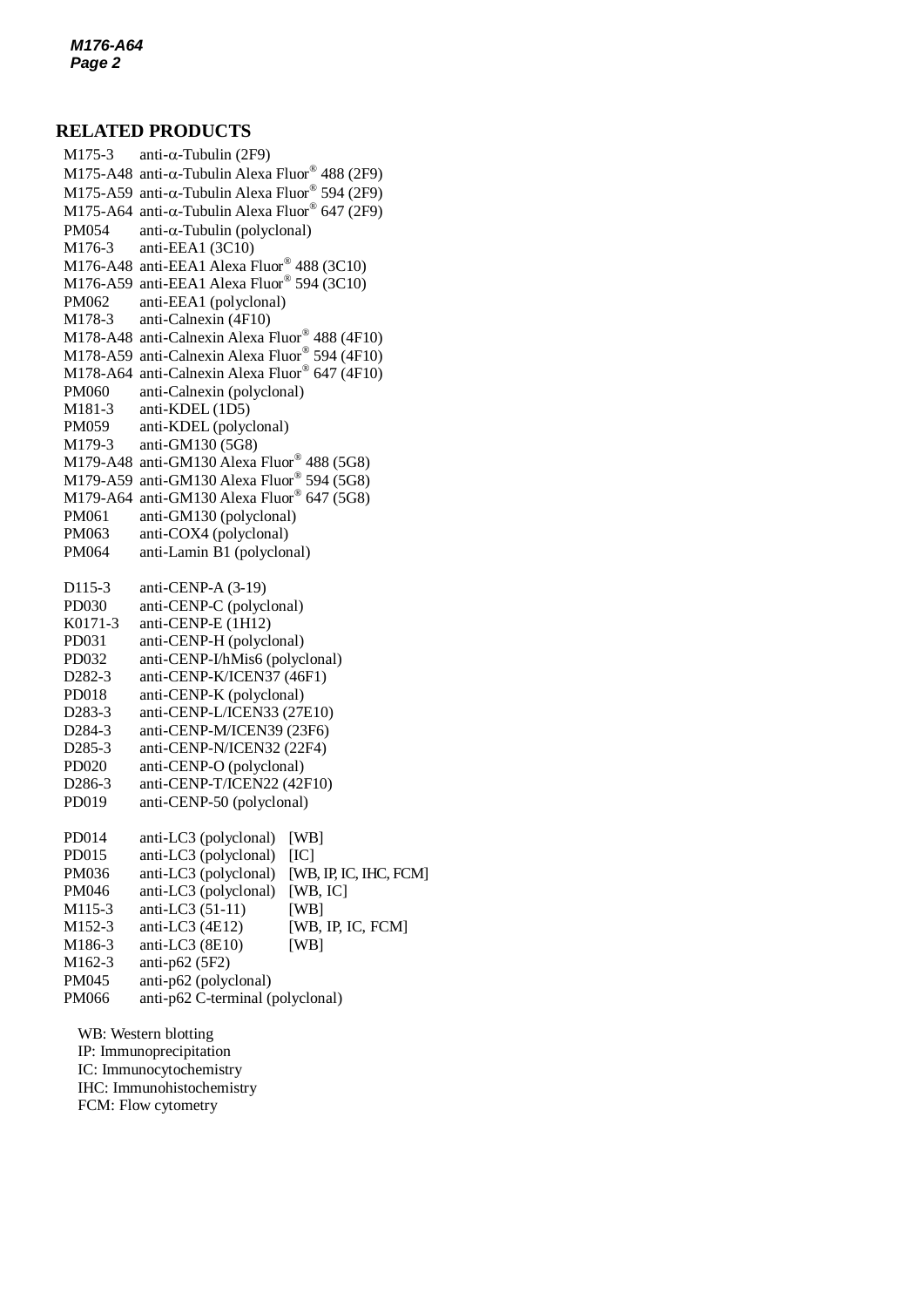## RELATED PRODUCTS

| | | |
|---|---|---|
| M175-3 | anti-α-Tubulin (2F9) | |
| M175-A48 | anti-α-Tubulin Alexa Fluor® 488 (2F9) | |
| M175-A59 | anti-α-Tubulin Alexa Fluor® 594 (2F9) | |
| M175-A64 | anti-α-Tubulin Alexa Fluor® 647 (2F9) | |
| PM054 | anti-α-Tubulin (polyclonal) | |
| M176-3 | anti-EEA1 (3C10) | |
| M176-A48 | anti-EEA1 Alexa Fluor® 488 (3C10) | |
| M176-A59 | anti-EEA1 Alexa Fluor® 594 (3C10) | |
| PM062 | anti-EEA1 (polyclonal) | |
| M178-3 | anti-Calnexin (4F10) | |
| M178-A48 | anti-Calnexin Alexa Fluor® 488 (4F10) | |
| M178-A59 | anti-Calnexin Alexa Fluor® 594 (4F10) | |
| M178-A64 | anti-Calnexin Alexa Fluor® 647 (4F10) | |
| PM060 | anti-Calnexin (polyclonal) | |
| M181-3 | anti-KDEL (1D5) | |
| PM059 | anti-KDEL (polyclonal) | |
| M179-3 | anti-GM130 (5G8) | |
| M179-A48 | anti-GM130 Alexa Fluor® 488 (5G8) | |
| M179-A59 | anti-GM130 Alexa Fluor® 594 (5G8) | |
| M179-A64 | anti-GM130 Alexa Fluor® 647 (5G8) | |
| PM061 | anti-GM130 (polyclonal) | |
| PM063 | anti-COX4 (polyclonal) | |
| PM064 | anti-Lamin B1 (polyclonal) | |
| | | |
| D115-3 | anti-CENP-A (3-19) | |
| PD030 | anti-CENP-C (polyclonal) | |
| K0171-3 | anti-CENP-E (1H12) | |
| PD031 | anti-CENP-H (polyclonal) | |
| PD032 | anti-CENP-I/hMis6 (polyclonal) | |
| D282-3 | anti-CENP-K/ICEN37 (46F1) | |
| PD018 | anti-CENP-K (polyclonal) | |
| D283-3 | anti-CENP-L/ICEN33 (27E10) | |
| D284-3 | anti-CENP-M/ICEN39 (23F6) | |
| D285-3 | anti-CENP-N/ICEN32 (22F4) | |
| PD020 | anti-CENP-O (polyclonal) | |
| D286-3 | anti-CENP-T/ICEN22 (42F10) | |
| PD019 | anti-CENP-50 (polyclonal) | |
| | | |
| PD014 | anti-LC3 (polyclonal) | [WB] |
| PD015 | anti-LC3 (polyclonal) | [IC] |
| PM036 | anti-LC3 (polyclonal) | [WB, IP, IC, IHC, FCM] |
| PM046 | anti-LC3 (polyclonal) | [WB, IC] |
| M115-3 | anti-LC3 (51-11) | [WB] |
| M152-3 | anti-LC3 (4E12) | [WB, IP, IC, FCM] |
| M186-3 | anti-LC3 (8E10) | [WB] |
| M162-3 | anti-p62 (5F2) | |
| PM045 | anti-p62 (polyclonal) | |
| PM066 | anti-p62 C-terminal (polyclonal) | |

WB: Western blotting
IP: Immunoprecipitation
IC: Immunocytochemistry
IHC: Immunohistochemistry
FCM: Flow cytometry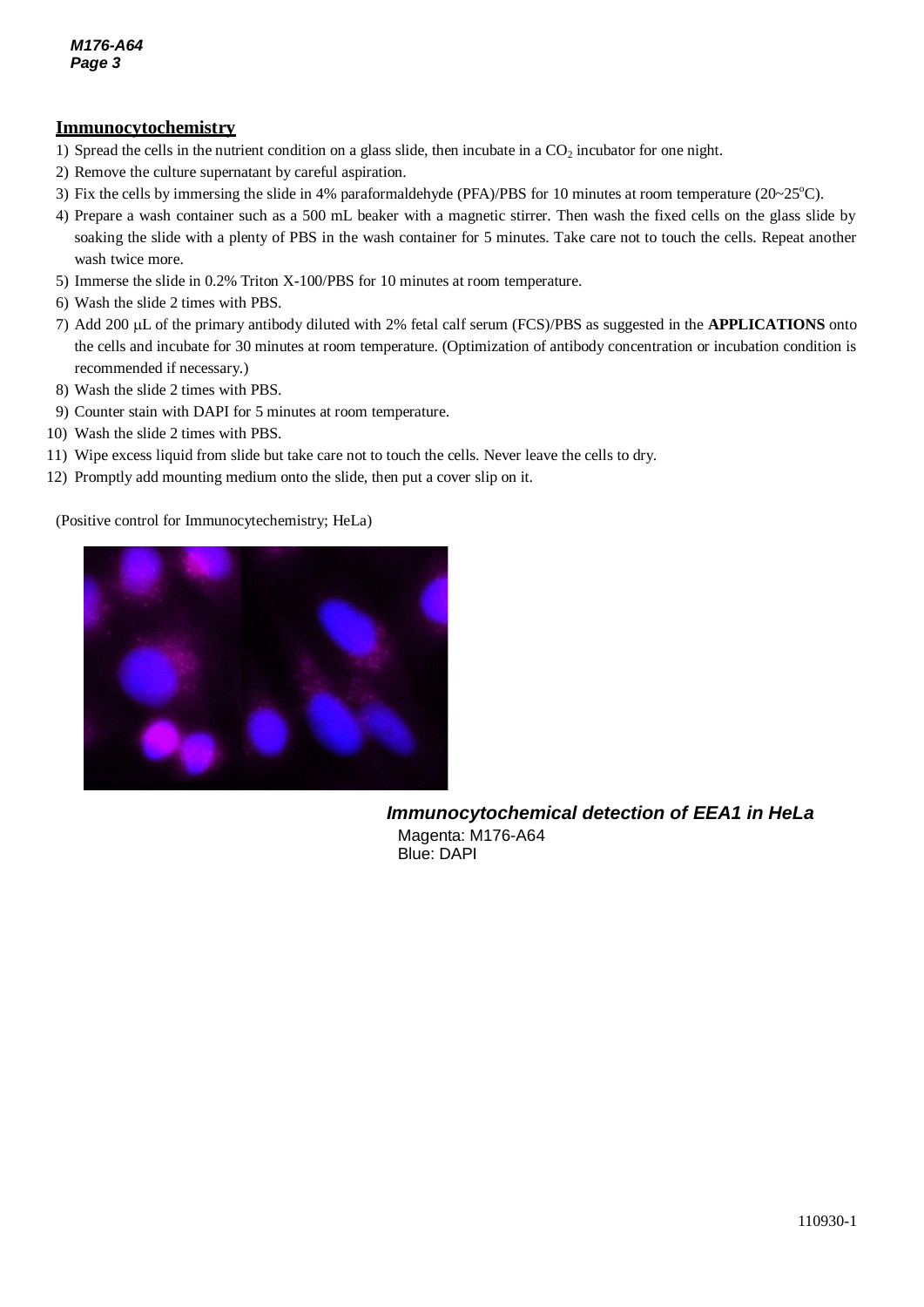## Immunocytochemistry

1) Spread the cells in the nutrient condition on a glass slide, then incubate in a $CO_2$ incubator for one night.
2) Remove the culture supernatant by careful aspiration.
3) Fix the cells by immersing the slide in 4% paraformaldehyde (PFA)/PBS for 10 minutes at room temperature (20~25$^{o}$C).
4) Prepare a wash container such as a 500 mL beaker with a magnetic stirrer. Then wash the fixed cells on the glass slide by soaking the slide with a plenty of PBS in the wash container for 5 minutes. Take care not to touch the cells. Repeat another wash twice more.
5) Immerse the slide in 0.2% Triton X-100/PBS for 10 minutes at room temperature.
6) Wash the slide 2 times with PBS.
7) Add 200 μL of the primary antibody diluted with 2% fetal calf serum (FCS)/PBS as suggested in the **APPLICATIONS** onto the cells and incubate for 30 minutes at room temperature. (Optimization of antibody concentration or incubation condition is recommended if necessary.)
8) Wash the slide 2 times with PBS.
9) Counter stain with DAPI for 5 minutes at room temperature.
10) Wash the slide 2 times with PBS.
11) Wipe excess liquid from slide but take care not to touch the cells. Never leave the cells to dry.
12) Promptly add mounting medium onto the slide, then put a cover slip on it.

(Positive control for Immunocytechemistry; HeLa)

***Immunocytochemical detection of EEA1 in HeLa***

Magenta: M176-A64
Blue: DAPI

110930-1